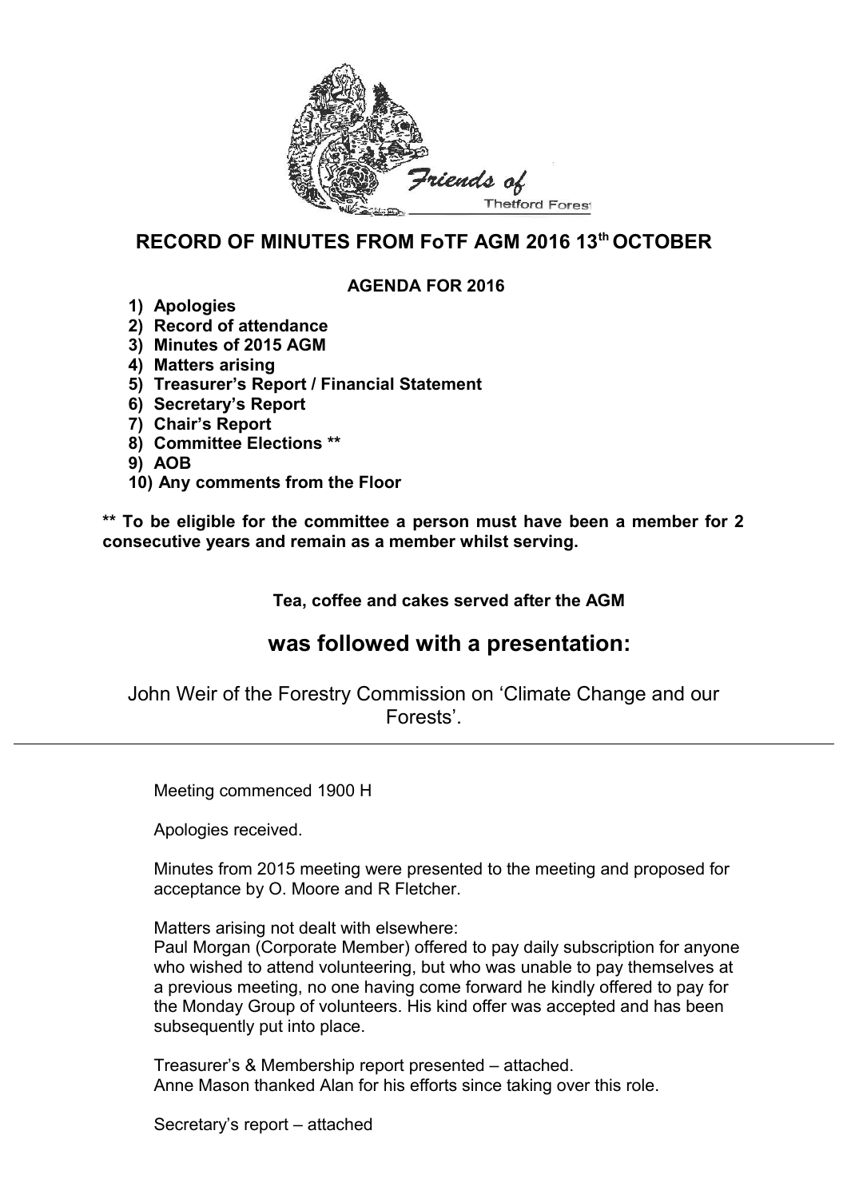Friends of Thetford Forest

# RECORD OF MINUTES FROM FoTF AGM 2016 13th OCTOBER

**AGENDA FOR 2016**

1) **Apologies**
2) **Record of attendance**
3) **Minutes of 2015 AGM**
4) **Matters arising**
5) **Treasurer's Report / Financial Statement**
6) **Secretary's Report**
7) **Chair's Report**
8) **Committee Elections** **
9) **AOB**
10) **Any comments from the Floor**

**** To be eligible for the committee a person must have been a member for 2 consecutive years and remain as a member whilst serving.**

**Tea, coffee and cakes served after the AGM**

## was followed with a presentation:

John Weir of the Forestry Commission on 'Climate Change and our Forests'.

---

Meeting commenced 1900 H

Apologies received.

Minutes from 2015 meeting were presented to the meeting and proposed for acceptance by O. Moore and R Fletcher.

Matters arising not dealt with elsewhere:
Paul Morgan (Corporate Member) offered to pay daily subscription for anyone who wished to attend volunteering, but who was unable to pay themselves at a previous meeting, no one having come forward he kindly offered to pay for the Monday Group of volunteers. His kind offer was accepted and has been subsequently put into place.

Treasurer's & Membership report presented – attached.
Anne Mason thanked Alan for his efforts since taking over this role.

Secretary's report – attached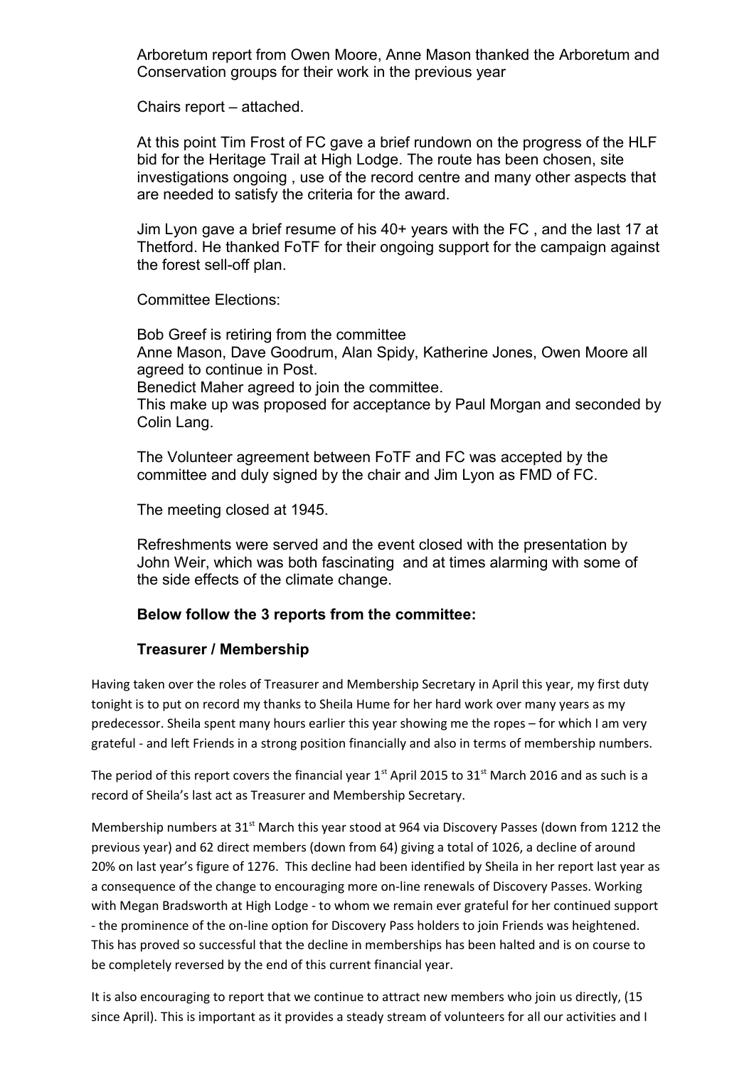Arboretum report from Owen Moore, Anne Mason thanked the Arboretum and Conservation groups for their work in the previous year

Chairs report – attached.

At this point Tim Frost of FC gave a brief rundown on the progress of the HLF bid for the Heritage Trail at High Lodge. The route has been chosen, site investigations ongoing , use of the record centre and many other aspects that are needed to satisfy the criteria for the award.

Jim Lyon gave a brief resume of his 40+ years with the FC , and the last 17 at Thetford. He thanked FoTF for their ongoing support for the campaign against the forest sell-off plan.

Committee Elections:

Bob Greef is retiring from the committee
Anne Mason, Dave Goodrum, Alan Spidy, Katherine Jones, Owen Moore all agreed to continue in Post.
Benedict Maher agreed to join the committee.
This make up was proposed for acceptance by Paul Morgan and seconded by Colin Lang.

The Volunteer agreement between FoTF and FC was accepted by the committee and duly signed by the chair and Jim Lyon as FMD of FC.

The meeting closed at 1945.

Refreshments were served and the event closed with the presentation by John Weir, which was both fascinating and at times alarming with some of the side effects of the climate change.

**Below follow the 3 reports from the committee:**

**Treasurer / Membership**

Having taken over the roles of Treasurer and Membership Secretary in April this year, my first duty tonight is to put on record my thanks to Sheila Hume for her hard work over many years as my predecessor. Sheila spent many hours earlier this year showing me the ropes – for which I am very grateful - and left Friends in a strong position financially and also in terms of membership numbers.

The period of this report covers the financial year 1st April 2015 to 31st March 2016 and as such is a record of Sheila's last act as Treasurer and Membership Secretary.

Membership numbers at 31st March this year stood at 964 via Discovery Passes (down from 1212 the previous year) and 62 direct members (down from 64) giving a total of 1026, a decline of around 20% on last year's figure of 1276. This decline had been identified by Sheila in her report last year as a consequence of the change to encouraging more on-line renewals of Discovery Passes. Working with Megan Bradsworth at High Lodge - to whom we remain ever grateful for her continued support - the prominence of the on-line option for Discovery Pass holders to join Friends was heightened. This has proved so successful that the decline in memberships has been halted and is on course to be completely reversed by the end of this current financial year.

It is also encouraging to report that we continue to attract new members who join us directly, (15 since April). This is important as it provides a steady stream of volunteers for all our activities and I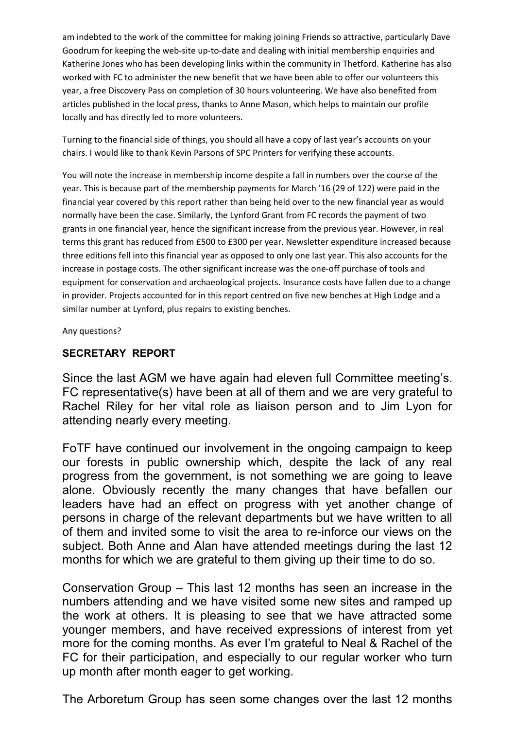am indebted to the work of the committee for making joining Friends so attractive, particularly Dave Goodrum for keeping the web-site up-to-date and dealing with initial membership enquiries and Katherine Jones who has been developing links within the community in Thetford. Katherine has also worked with FC to administer the new benefit that we have been able to offer our volunteers this year, a free Discovery Pass on completion of 30 hours volunteering. We have also benefited from articles published in the local press, thanks to Anne Mason, which helps to maintain our profile locally and has directly led to more volunteers.

Turning to the financial side of things, you should all have a copy of last year's accounts on your chairs. I would like to thank Kevin Parsons of SPC Printers for verifying these accounts.

You will note the increase in membership income despite a fall in numbers over the course of the year. This is because part of the membership payments for March '16 (29 of 122) were paid in the financial year covered by this report rather than being held over to the new financial year as would normally have been the case. Similarly, the Lynford Grant from FC records the payment of two grants in one financial year, hence the significant increase from the previous year. However, in real terms this grant has reduced from £500 to £300 per year. Newsletter expenditure increased because three editions fell into this financial year as opposed to only one last year. This also accounts for the increase in postage costs. The other significant increase was the one-off purchase of tools and equipment for conservation and archaeological projects. Insurance costs have fallen due to a change in provider. Projects accounted for in this report centred on five new benches at High Lodge and a similar number at Lynford, plus repairs to existing benches.

Any questions?

**SECRETARY REPORT**

Since the last AGM we have again had eleven full Committee meeting's. FC representative(s) have been at all of them and we are very grateful to Rachel Riley for her vital role as liaison person and to Jim Lyon for attending nearly every meeting.

FoTF have continued our involvement in the ongoing campaign to keep our forests in public ownership which, despite the lack of any real progress from the government, is not something we are going to leave alone. Obviously recently the many changes that have befallen our leaders have had an effect on progress with yet another change of persons in charge of the relevant departments but we have written to all of them and invited some to visit the area to re-inforce our views on the subject. Both Anne and Alan have attended meetings during the last 12 months for which we are grateful to them giving up their time to do so.

Conservation Group – This last 12 months has seen an increase in the numbers attending and we have visited some new sites and ramped up the work at others. It is pleasing to see that we have attracted some younger members, and have received expressions of interest from yet more for the coming months. As ever I'm grateful to Neal & Rachel of the FC for their participation, and especially to our regular worker who turn up month after month eager to get working.

The Arboretum Group has seen some changes over the last 12 months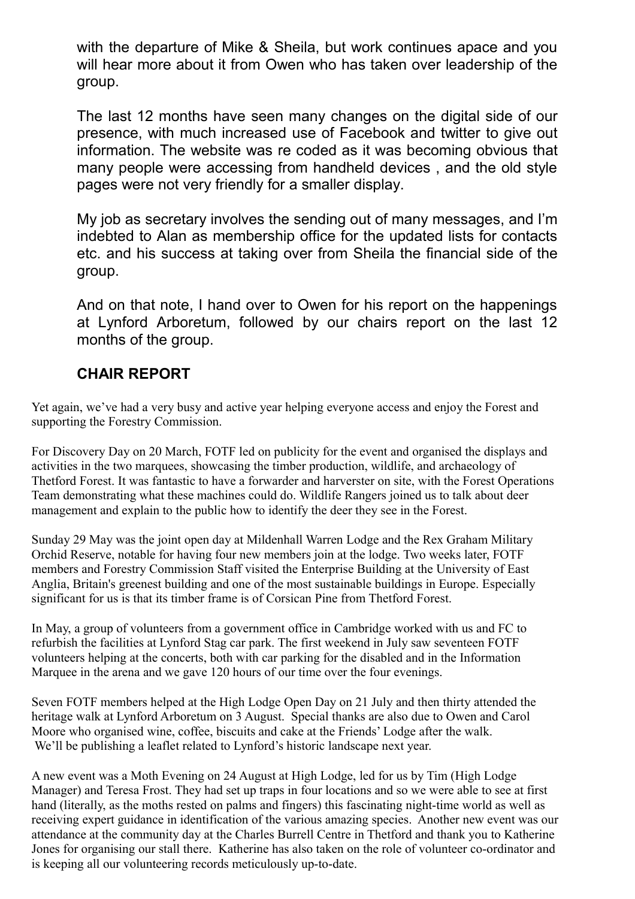with the departure of Mike & Sheila, but work continues apace and you will hear more about it from Owen who has taken over leadership of the group.

The last 12 months have seen many changes on the digital side of our presence, with much increased use of Facebook and twitter to give out information. The website was re coded as it was becoming obvious that many people were accessing from handheld devices , and the old style pages were not very friendly for a smaller display.

My job as secretary involves the sending out of many messages, and I'm indebted to Alan as membership office for the updated lists for contacts etc. and his success at taking over from Sheila the financial side of the group.

And on that note, I hand over to Owen for his report on the happenings at Lynford Arboretum, followed by our chairs report on the last 12 months of the group.

## CHAIR REPORT

Yet again, we've had a very busy and active year helping everyone access and enjoy the Forest and supporting the Forestry Commission.

For Discovery Day on 20 March, FOTF led on publicity for the event and organised the displays and activities in the two marquees, showcasing the timber production, wildlife, and archaeology of Thetford Forest. It was fantastic to have a forwarder and harverster on site, with the Forest Operations Team demonstrating what these machines could do. Wildlife Rangers joined us to talk about deer management and explain to the public how to identify the deer they see in the Forest.

Sunday 29 May was the joint open day at Mildenhall Warren Lodge and the Rex Graham Military Orchid Reserve, notable for having four new members join at the lodge. Two weeks later, FOTF members and Forestry Commission Staff visited the Enterprise Building at the University of East Anglia, Britain's greenest building and one of the most sustainable buildings in Europe. Especially significant for us is that its timber frame is of Corsican Pine from Thetford Forest.

In May, a group of volunteers from a government office in Cambridge worked with us and FC to refurbish the facilities at Lynford Stag car park. The first weekend in July saw seventeen FOTF volunteers helping at the concerts, both with car parking for the disabled and in the Information Marquee in the arena and we gave 120 hours of our time over the four evenings.

Seven FOTF members helped at the High Lodge Open Day on 21 July and then thirty attended the heritage walk at Lynford Arboretum on 3 August. Special thanks are also due to Owen and Carol Moore who organised wine, coffee, biscuits and cake at the Friends' Lodge after the walk. We'll be publishing a leaflet related to Lynford's historic landscape next year.

A new event was a Moth Evening on 24 August at High Lodge, led for us by Tim (High Lodge Manager) and Teresa Frost. They had set up traps in four locations and so we were able to see at first hand (literally, as the moths rested on palms and fingers) this fascinating night-time world as well as receiving expert guidance in identification of the various amazing species. Another new event was our attendance at the community day at the Charles Burrell Centre in Thetford and thank you to Katherine Jones for organising our stall there. Katherine has also taken on the role of volunteer co-ordinator and is keeping all our volunteering records meticulously up-to-date.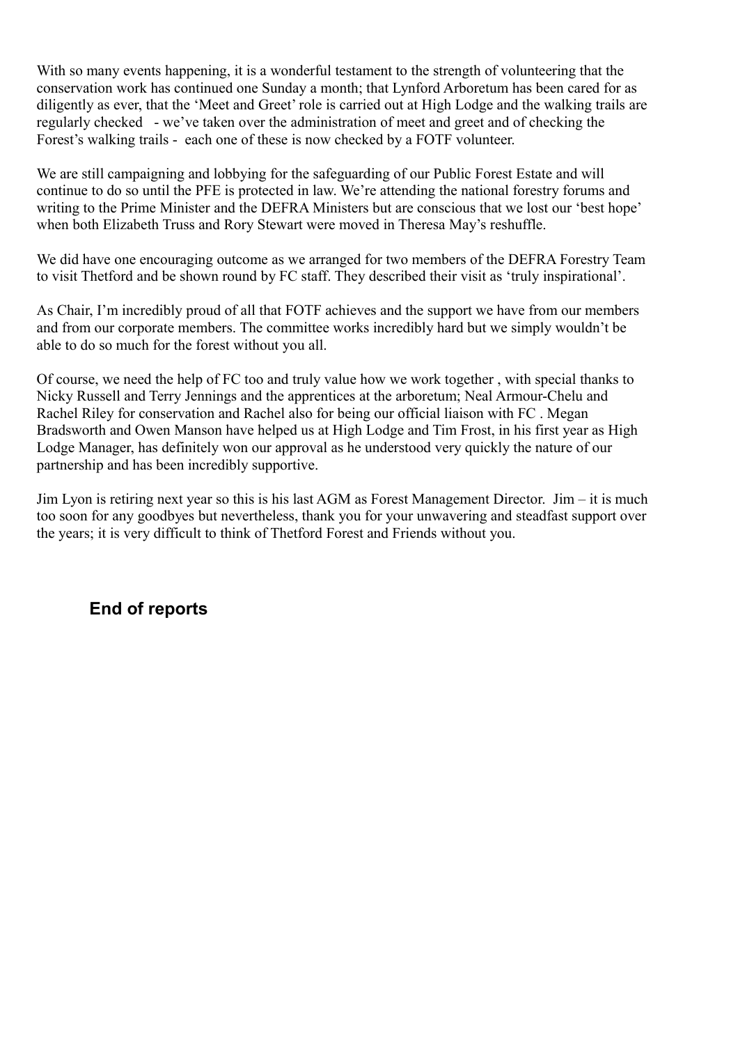With so many events happening, it is a wonderful testament to the strength of volunteering that the conservation work has continued one Sunday a month; that Lynford Arboretum has been cared for as diligently as ever, that the 'Meet and Greet' role is carried out at High Lodge and the walking trails are regularly checked - we've taken over the administration of meet and greet and of checking the Forest's walking trails - each one of these is now checked by a FOTF volunteer.

We are still campaigning and lobbying for the safeguarding of our Public Forest Estate and will continue to do so until the PFE is protected in law. We're attending the national forestry forums and writing to the Prime Minister and the DEFRA Ministers but are conscious that we lost our 'best hope' when both Elizabeth Truss and Rory Stewart were moved in Theresa May's reshuffle.

We did have one encouraging outcome as we arranged for two members of the DEFRA Forestry Team to visit Thetford and be shown round by FC staff. They described their visit as 'truly inspirational'.

As Chair, I'm incredibly proud of all that FOTF achieves and the support we have from our members and from our corporate members. The committee works incredibly hard but we simply wouldn't be able to do so much for the forest without you all.

Of course, we need the help of FC too and truly value how we work together , with special thanks to Nicky Russell and Terry Jennings and the apprentices at the arboretum; Neal Armour-Chelu and Rachel Riley for conservation and Rachel also for being our official liaison with FC . Megan Bradsworth and Owen Manson have helped us at High Lodge and Tim Frost, in his first year as High Lodge Manager, has definitely won our approval as he understood very quickly the nature of our partnership and has been incredibly supportive.

Jim Lyon is retiring next year so this is his last AGM as Forest Management Director. Jim – it is much too soon for any goodbyes but nevertheless, thank you for your unwavering and steadfast support over the years; it is very difficult to think of Thetford Forest and Friends without you.

## End of reports